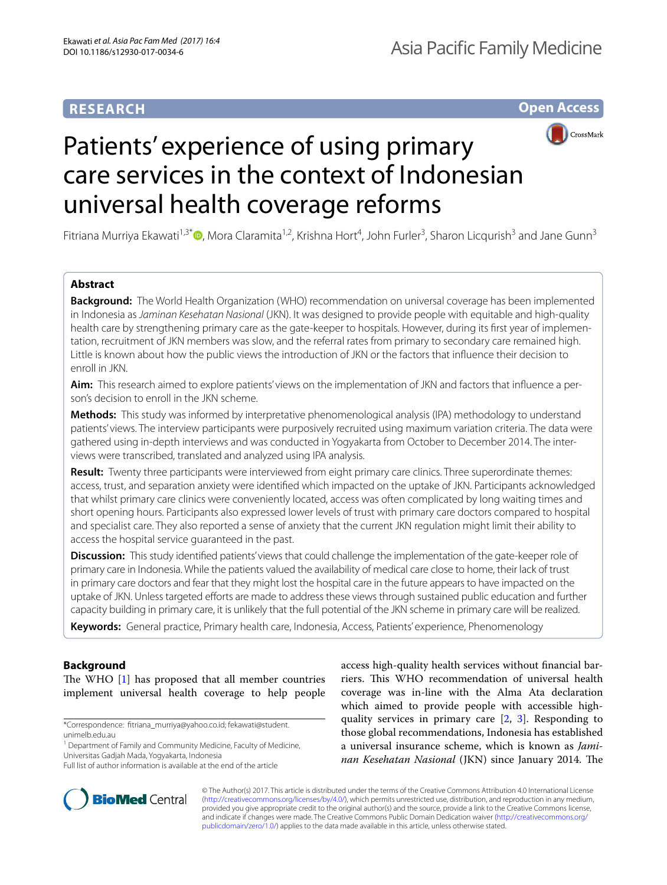**RESEARCH** **Open Access**

# Patients' experience of using primary care services in the context of Indonesian universal health coverage reforms

Fitriana Murriya Ekawati[1,3*], Mora Claramita[1,2], Krishna Hort[4], John Furler[3], Sharon Licqurish[3] and Jane Gunn[3]

## Abstract

**Background:** The World Health Organization (WHO) recommendation on universal coverage has been implemented in Indonesia as *Jaminan Kesehatan Nasional* (JKN). It was designed to provide people with equitable and high-quality health care by strengthening primary care as the gate-keeper to hospitals. However, during its first year of implementation, recruitment of JKN members was slow, and the referral rates from primary to secondary care remained high. Little is known about how the public views the introduction of JKN or the factors that influence their decision to enroll in JKN.

**Aim:** This research aimed to explore patients' views on the implementation of JKN and factors that influence a person's decision to enroll in the JKN scheme.

**Methods:** This study was informed by interpretative phenomenological analysis (IPA) methodology to understand patients' views. The interview participants were purposively recruited using maximum variation criteria. The data were gathered using in-depth interviews and was conducted in Yogyakarta from October to December 2014. The interviews were transcribed, translated and analyzed using IPA analysis.

**Result:** Twenty three participants were interviewed from eight primary care clinics. Three superordinate themes: access, trust, and separation anxiety were identified which impacted on the uptake of JKN. Participants acknowledged that whilst primary care clinics were conveniently located, access was often complicated by long waiting times and short opening hours. Participants also expressed lower levels of trust with primary care doctors compared to hospital and specialist care. They also reported a sense of anxiety that the current JKN regulation might limit their ability to access the hospital service guaranteed in the past.

**Discussion:** This study identified patients' views that could challenge the implementation of the gate-keeper role of primary care in Indonesia. While the patients valued the availability of medical care close to home, their lack of trust in primary care doctors and fear that they might lost the hospital care in the future appears to have impacted on the uptake of JKN. Unless targeted efforts are made to address these views through sustained public education and further capacity building in primary care, it is unlikely that the full potential of the JKN scheme in primary care will be realized.

**Keywords:** General practice, Primary health care, Indonesia, Access, Patients' experience, Phenomenology

## Background

The WHO [1] has proposed that all member countries implement universal health coverage to help people access high-quality health services without financial barriers. This WHO recommendation of universal health coverage was in-line with the Alma Ata declaration which aimed to provide people with accessible high-quality services in primary care [2, 3]. Responding to those global recommendations, Indonesia has established a universal insurance scheme, which is known as *Jaminan Kesehatan Nasional* (JKN) since January 2014. The

*Correspondence: fitriana_murriya@yahoo.co.id; fekawati@student.unimelb.edu.au

[1] Department of Family and Community Medicine, Faculty of Medicine, Universitas Gadjah Mada, Yogyakarta, Indonesia

Full list of author information is available at the end of the article

© The Author(s) 2017. This article is distributed under the terms of the Creative Commons Attribution 4.0 International License (http://creativecommons.org/licenses/by/4.0/), which permits unrestricted use, distribution, and reproduction in any medium, provided you give appropriate credit to the original author(s) and the source, provide a link to the Creative Commons license, and indicate if changes were made. The Creative Commons Public Domain Dedication waiver (http://creativecommons.org/publicdomain/zero/1.0/) applies to the data made available in this article, unless otherwise stated.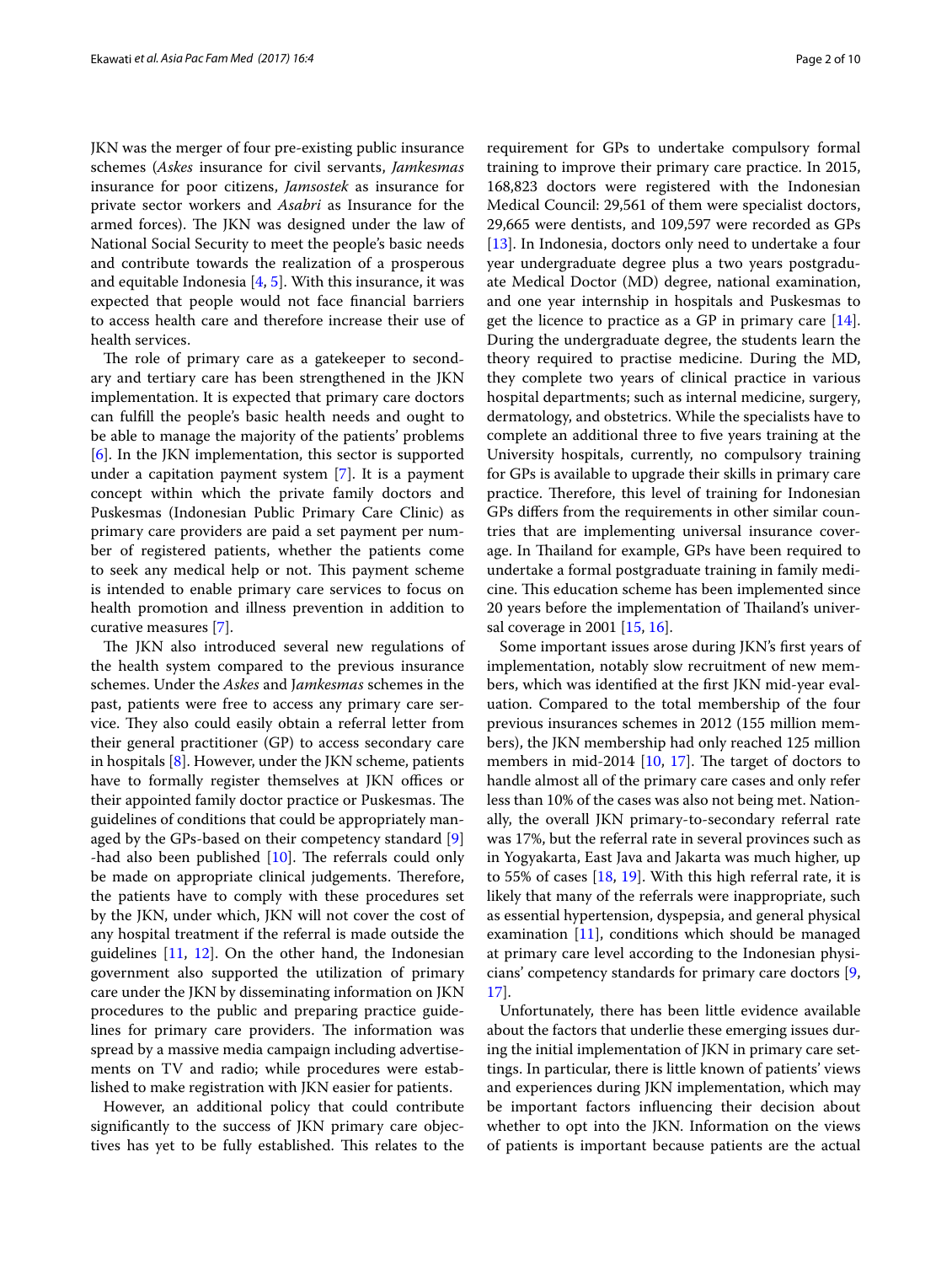JKN was the merger of four pre-existing public insurance schemes (*Askes* insurance for civil servants, *Jamkesmas* insurance for poor citizens, *Jamsostek* as insurance for private sector workers and *Asabri* as Insurance for the armed forces). The JKN was designed under the law of National Social Security to meet the people's basic needs and contribute towards the realization of a prosperous and equitable Indonesia [4, 5]. With this insurance, it was expected that people would not face financial barriers to access health care and therefore increase their use of health services.

The role of primary care as a gatekeeper to secondary and tertiary care has been strengthened in the JKN implementation. It is expected that primary care doctors can fulfill the people's basic health needs and ought to be able to manage the majority of the patients' problems [6]. In the JKN implementation, this sector is supported under a capitation payment system [7]. It is a payment concept within which the private family doctors and Puskesmas (Indonesian Public Primary Care Clinic) as primary care providers are paid a set payment per number of registered patients, whether the patients come to seek any medical help or not. This payment scheme is intended to enable primary care services to focus on health promotion and illness prevention in addition to curative measures [7].

The JKN also introduced several new regulations of the health system compared to the previous insurance schemes. Under the *Askes* and J*amkesmas* schemes in the past, patients were free to access any primary care service. They also could easily obtain a referral letter from their general practitioner (GP) to access secondary care in hospitals [8]. However, under the JKN scheme, patients have to formally register themselves at JKN offices or their appointed family doctor practice or Puskesmas. The guidelines of conditions that could be appropriately managed by the GPs-based on their competency standard [9] -had also been published [10]. The referrals could only be made on appropriate clinical judgements. Therefore, the patients have to comply with these procedures set by the JKN, under which, JKN will not cover the cost of any hospital treatment if the referral is made outside the guidelines [11, 12]. On the other hand, the Indonesian government also supported the utilization of primary care under the JKN by disseminating information on JKN procedures to the public and preparing practice guidelines for primary care providers. The information was spread by a massive media campaign including advertisements on TV and radio; while procedures were established to make registration with JKN easier for patients.

However, an additional policy that could contribute significantly to the success of JKN primary care objectives has yet to be fully established. This relates to the requirement for GPs to undertake compulsory formal training to improve their primary care practice. In 2015, 168,823 doctors were registered with the Indonesian Medical Council: 29,561 of them were specialist doctors, 29,665 were dentists, and 109,597 were recorded as GPs [13]. In Indonesia, doctors only need to undertake a four year undergraduate degree plus a two years postgraduate Medical Doctor (MD) degree, national examination, and one year internship in hospitals and Puskesmas to get the licence to practice as a GP in primary care [14]. During the undergraduate degree, the students learn the theory required to practise medicine. During the MD, they complete two years of clinical practice in various hospital departments; such as internal medicine, surgery, dermatology, and obstetrics. While the specialists have to complete an additional three to five years training at the University hospitals, currently, no compulsory training for GPs is available to upgrade their skills in primary care practice. Therefore, this level of training for Indonesian GPs differs from the requirements in other similar countries that are implementing universal insurance coverage. In Thailand for example, GPs have been required to undertake a formal postgraduate training in family medicine. This education scheme has been implemented since 20 years before the implementation of Thailand's universal coverage in 2001 [15, 16].

Some important issues arose during JKN's first years of implementation, notably slow recruitment of new members, which was identified at the first JKN mid-year evaluation. Compared to the total membership of the four previous insurances schemes in 2012 (155 million members), the JKN membership had only reached 125 million members in mid-2014 [10, 17]. The target of doctors to handle almost all of the primary care cases and only refer less than 10% of the cases was also not being met. Nationally, the overall JKN primary-to-secondary referral rate was 17%, but the referral rate in several provinces such as in Yogyakarta, East Java and Jakarta was much higher, up to 55% of cases [18, 19]. With this high referral rate, it is likely that many of the referrals were inappropriate, such as essential hypertension, dyspepsia, and general physical examination [11], conditions which should be managed at primary care level according to the Indonesian physicians' competency standards for primary care doctors [9, 17].

Unfortunately, there has been little evidence available about the factors that underlie these emerging issues during the initial implementation of JKN in primary care settings. In particular, there is little known of patients' views and experiences during JKN implementation, which may be important factors influencing their decision about whether to opt into the JKN. Information on the views of patients is important because patients are the actual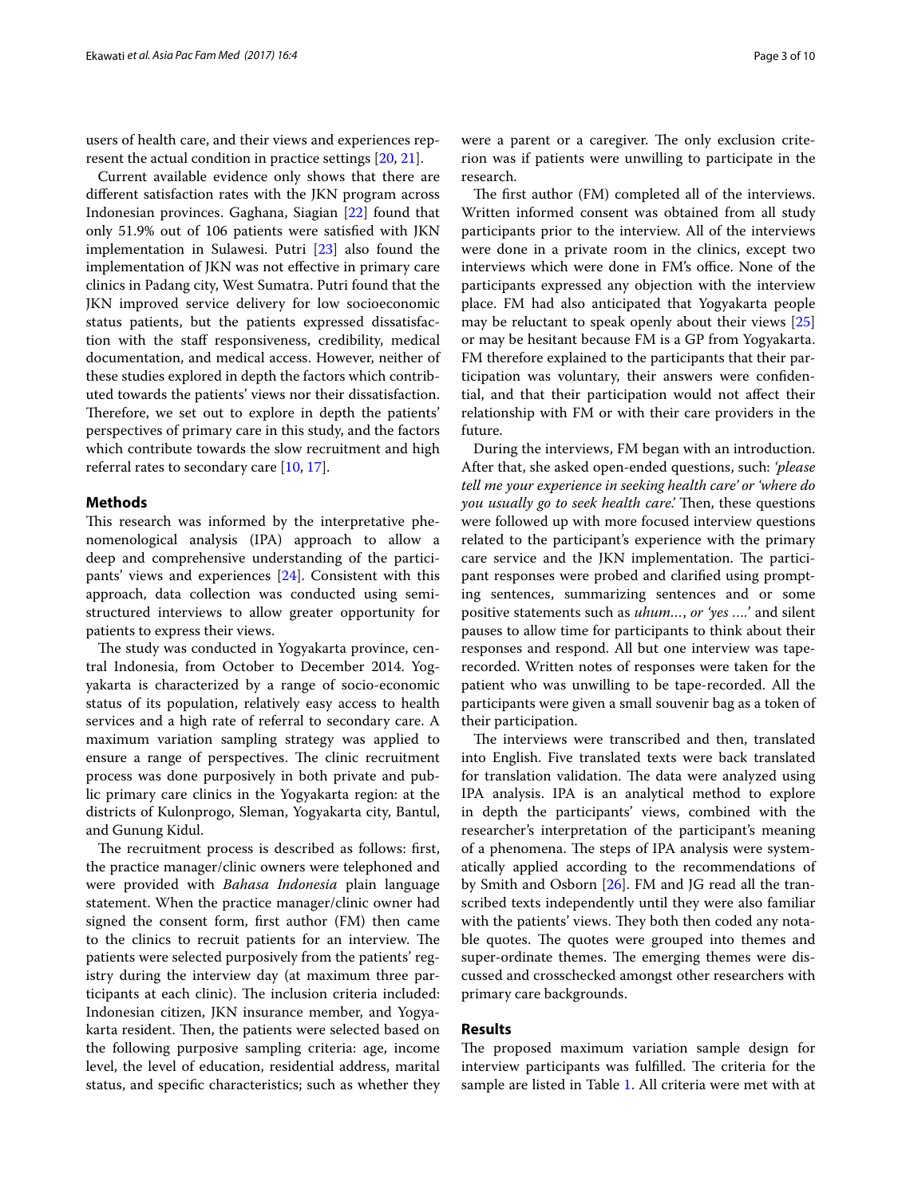users of health care, and their views and experiences represent the actual condition in practice settings [20, 21].

Current available evidence only shows that there are different satisfaction rates with the JKN program across Indonesian provinces. Gaghana, Siagian [22] found that only 51.9% out of 106 patients were satisfied with JKN implementation in Sulawesi. Putri [23] also found the implementation of JKN was not effective in primary care clinics in Padang city, West Sumatra. Putri found that the JKN improved service delivery for low socioeconomic status patients, but the patients expressed dissatisfaction with the staff responsiveness, credibility, medical documentation, and medical access. However, neither of these studies explored in depth the factors which contributed towards the patients' views nor their dissatisfaction. Therefore, we set out to explore in depth the patients' perspectives of primary care in this study, and the factors which contribute towards the slow recruitment and high referral rates to secondary care [10, 17].

## Methods

This research was informed by the interpretative phenomenological analysis (IPA) approach to allow a deep and comprehensive understanding of the participants' views and experiences [24]. Consistent with this approach, data collection was conducted using semi-structured interviews to allow greater opportunity for patients to express their views.

The study was conducted in Yogyakarta province, central Indonesia, from October to December 2014. Yogyakarta is characterized by a range of socio-economic status of its population, relatively easy access to health services and a high rate of referral to secondary care. A maximum variation sampling strategy was applied to ensure a range of perspectives. The clinic recruitment process was done purposively in both private and public primary care clinics in the Yogyakarta region: at the districts of Kulonprogo, Sleman, Yogyakarta city, Bantul, and Gunung Kidul.

The recruitment process is described as follows: first, the practice manager/clinic owners were telephoned and were provided with *Bahasa Indonesia* plain language statement. When the practice manager/clinic owner had signed the consent form, first author (FM) then came to the clinics to recruit patients for an interview. The patients were selected purposively from the patients' registry during the interview day (at maximum three participants at each clinic). The inclusion criteria included: Indonesian citizen, JKN insurance member, and Yogyakarta resident. Then, the patients were selected based on the following purposive sampling criteria: age, income level, the level of education, residential address, marital status, and specific characteristics; such as whether they were a parent or a caregiver. The only exclusion criterion was if patients were unwilling to participate in the research.

The first author (FM) completed all of the interviews. Written informed consent was obtained from all study participants prior to the interview. All of the interviews were done in a private room in the clinics, except two interviews which were done in FM's office. None of the participants expressed any objection with the interview place. FM had also anticipated that Yogyakarta people may be reluctant to speak openly about their views [25] or may be hesitant because FM is a GP from Yogyakarta. FM therefore explained to the participants that their participation was voluntary, their answers were confidential, and that their participation would not affect their relationship with FM or with their care providers in the future.

During the interviews, FM began with an introduction. After that, she asked open-ended questions, such: *'please tell me your experience in seeking health care'* or *'where do you usually go to seek health care.'* Then, these questions were followed up with more focused interview questions related to the participant's experience with the primary care service and the JKN implementation. The participant responses were probed and clarified using prompting sentences, summarizing sentences and or some positive statements such as *uhum…*, *or 'yes ….'* and silent pauses to allow time for participants to think about their responses and respond. All but one interview was tape-recorded. Written notes of responses were taken for the patient who was unwilling to be tape-recorded. All the participants were given a small souvenir bag as a token of their participation.

The interviews were transcribed and then, translated into English. Five translated texts were back translated for translation validation. The data were analyzed using IPA analysis. IPA is an analytical method to explore in depth the participants' views, combined with the researcher's interpretation of the participant's meaning of a phenomena. The steps of IPA analysis were systematically applied according to the recommendations of by Smith and Osborn [26]. FM and JG read all the transcribed texts independently until they were also familiar with the patients' views. They both then coded any notable quotes. The quotes were grouped into themes and super-ordinate themes. The emerging themes were discussed and crosschecked amongst other researchers with primary care backgrounds.

## Results

The proposed maximum variation sample design for interview participants was fulfilled. The criteria for the sample are listed in Table 1. All criteria were met with at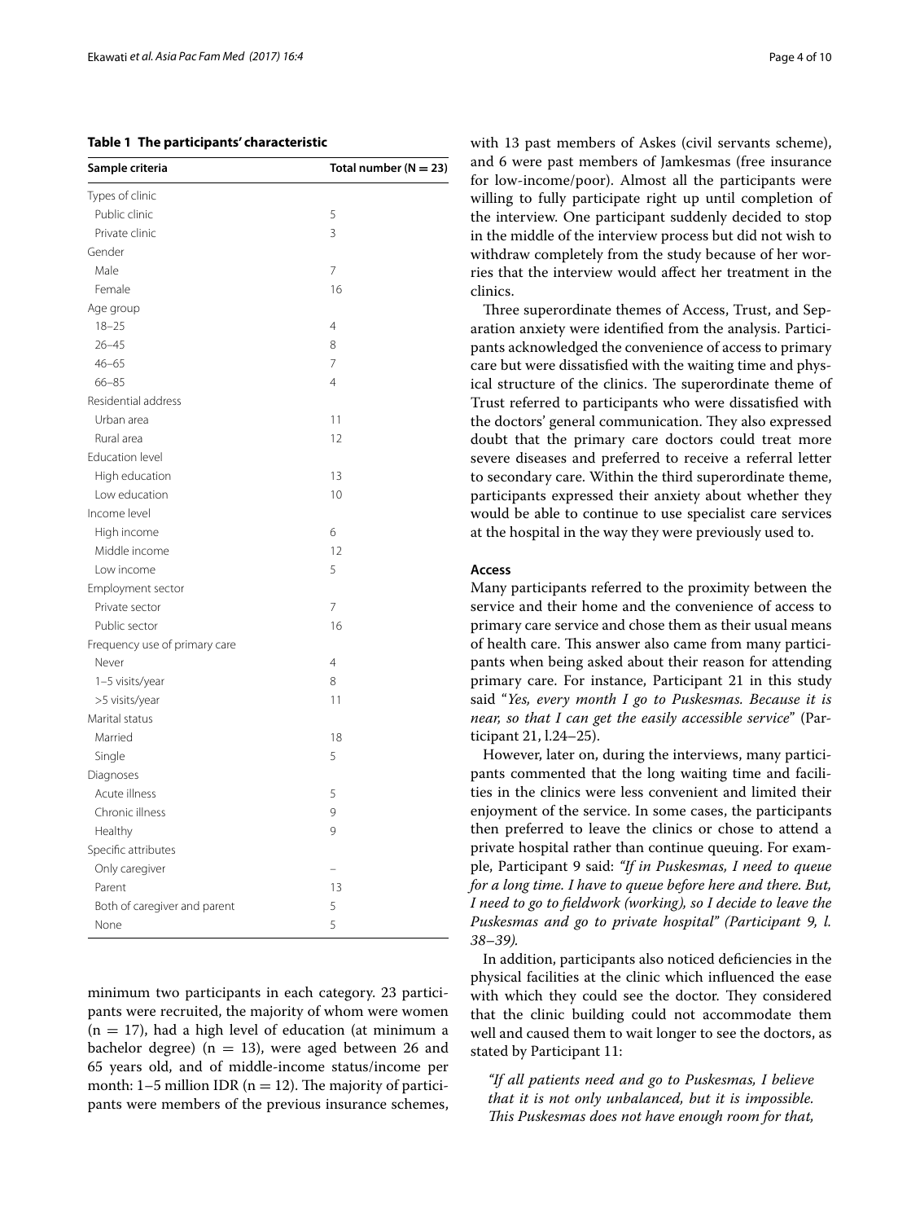**Table 1 The participants' characteristic**

| Sample criteria | Total number (N = 23) |
|---|---|
| Types of clinic | |
| Public clinic | 5 |
| Private clinic | 3 |
| Gender | |
| Male | 7 |
| Female | 16 |
| Age group | |
| 18–25 | 4 |
| 26–45 | 8 |
| 46–65 | 7 |
| 66–85 | 4 |
| Residential address | |
| Urban area | 11 |
| Rural area | 12 |
| Education level | |
| High education | 13 |
| Low education | 10 |
| Income level | |
| High income | 6 |
| Middle income | 12 |
| Low income | 5 |
| Employment sector | |
| Private sector | 7 |
| Public sector | 16 |
| Frequency use of primary care | |
| Never | 4 |
| 1–5 visits/year | 8 |
| >5 visits/year | 11 |
| Marital status | |
| Married | 18 |
| Single | 5 |
| Diagnoses | |
| Acute illness | 5 |
| Chronic illness | 9 |
| Healthy | 9 |
| Specific attributes | |
| Only caregiver | – |
| Parent | 13 |
| Both of caregiver and parent | 5 |
| None | 5 |

minimum two participants in each category. 23 participants were recruited, the majority of whom were women (n = 17), had a high level of education (at minimum a bachelor degree) (n = 13), were aged between 26 and 65 years old, and of middle-income status/income per month: 1–5 million IDR (n = 12). The majority of participants were members of the previous insurance schemes, with 13 past members of Askes (civil servants scheme), and 6 were past members of Jamkesmas (free insurance for low-income/poor). Almost all the participants were willing to fully participate right up until completion of the interview. One participant suddenly decided to stop in the middle of the interview process but did not wish to withdraw completely from the study because of her worries that the interview would affect her treatment in the clinics.

Three superordinate themes of Access, Trust, and Separation anxiety were identified from the analysis. Participants acknowledged the convenience of access to primary care but were dissatisfied with the waiting time and physical structure of the clinics. The superordinate theme of Trust referred to participants who were dissatisfied with the doctors' general communication. They also expressed doubt that the primary care doctors could treat more severe diseases and preferred to receive a referral letter to secondary care. Within the third superordinate theme, participants expressed their anxiety about whether they would be able to continue to use specialist care services at the hospital in the way they were previously used to.

### Access

Many participants referred to the proximity between the service and their home and the convenience of access to primary care service and chose them as their usual means of health care. This answer also came from many participants when being asked about their reason for attending primary care. For instance, Participant 21 in this study said "*Yes, every month I go to Puskesmas. Because it is near, so that I can get the easily accessible service*" (Participant 21, l.24–25).

However, later on, during the interviews, many participants commented that the long waiting time and facilities in the clinics were less convenient and limited their enjoyment of the service. In some cases, the participants then preferred to leave the clinics or chose to attend a private hospital rather than continue queuing. For example, Participant 9 said: *"If in Puskesmas, I need to queue for a long time. I have to queue before here and there. But, I need to go to fieldwork (working), so I decide to leave the Puskesmas and go to private hospital" (Participant 9, l. 38–39).*

In addition, participants also noticed deficiencies in the physical facilities at the clinic which influenced the ease with which they could see the doctor. They considered that the clinic building could not accommodate them well and caused them to wait longer to see the doctors, as stated by Participant 11:

> *"If all patients need and go to Puskesmas, I believe that it is not only unbalanced, but it is impossible. This Puskesmas does not have enough room for that,*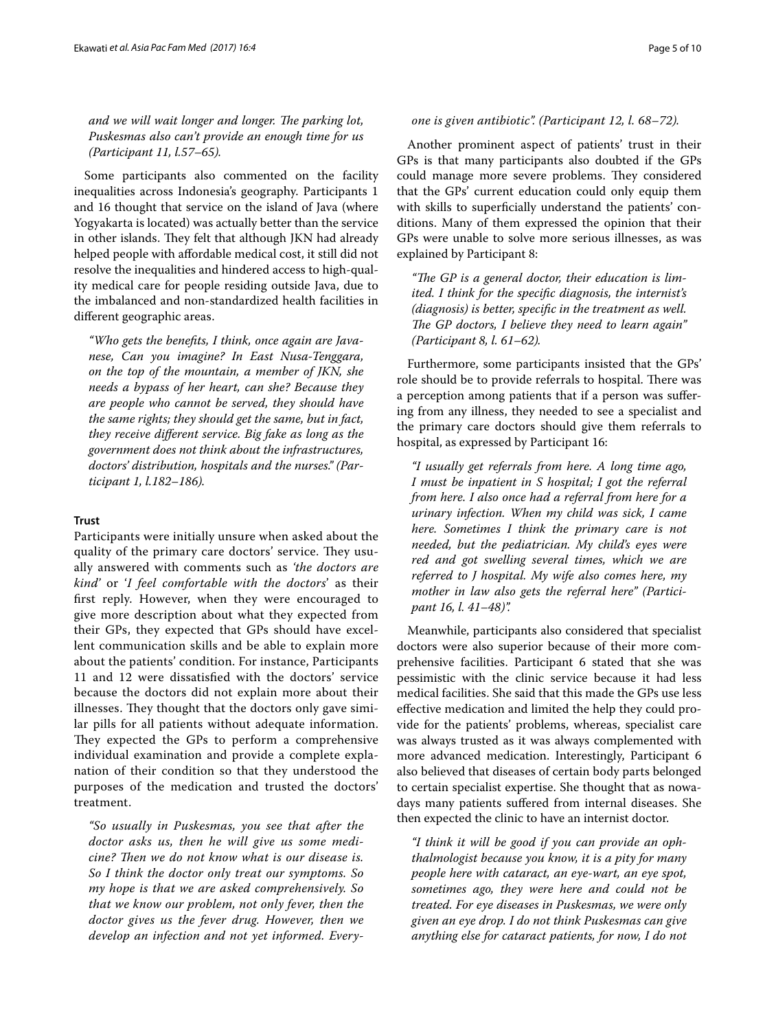*and we will wait longer and longer. The parking lot, Puskesmas also can't provide an enough time for us (Participant 11, l.57–65).*

Some participants also commented on the facility inequalities across Indonesia's geography. Participants 1 and 16 thought that service on the island of Java (where Yogyakarta is located) was actually better than the service in other islands. They felt that although JKN had already helped people with affordable medical cost, it still did not resolve the inequalities and hindered access to high-quality medical care for people residing outside Java, due to the imbalanced and non-standardized health facilities in different geographic areas.

> *"Who gets the benefits, I think, once again are Javanese, Can you imagine? In East Nusa-Tenggara, on the top of the mountain, a member of JKN, she needs a bypass of her heart, can she? Because they are people who cannot be served, they should have the same rights; they should get the same, but in fact, they receive different service. Big fake as long as the government does not think about the infrastructures, doctors' distribution, hospitals and the nurses." (Participant 1, l.182–186).*

#### Trust

Participants were initially unsure when asked about the quality of the primary care doctors' service. They usually answered with comments such as *'the doctors are kind'* or '*I feel comfortable with the doctors*' as their first reply. However, when they were encouraged to give more description about what they expected from their GPs, they expected that GPs should have excellent communication skills and be able to explain more about the patients' condition. For instance, Participants 11 and 12 were dissatisfied with the doctors' service because the doctors did not explain more about their illnesses. They thought that the doctors only gave similar pills for all patients without adequate information. They expected the GPs to perform a comprehensive individual examination and provide a complete explanation of their condition so that they understood the purposes of the medication and trusted the doctors' treatment.

> *"So usually in Puskesmas, you see that after the doctor asks us, then he will give us some medicine? Then we do not know what is our disease is. So I think the doctor only treat our symptoms. So my hope is that we are asked comprehensively. So that we know our problem, not only fever, then the doctor gives us the fever drug. However, then we develop an infection and not yet informed. Everyone is given antibiotic". (Participant 12, l. 68–72).*

Another prominent aspect of patients' trust in their GPs is that many participants also doubted if the GPs could manage more severe problems. They considered that the GPs' current education could only equip them with skills to superficially understand the patients' conditions. Many of them expressed the opinion that their GPs were unable to solve more serious illnesses, as was explained by Participant 8:

> *"The GP is a general doctor, their education is limited. I think for the specific diagnosis, the internist's (diagnosis) is better, specific in the treatment as well. The GP doctors, I believe they need to learn again" (Participant 8, l. 61–62).*

Furthermore, some participants insisted that the GPs' role should be to provide referrals to hospital. There was a perception among patients that if a person was suffering from any illness, they needed to see a specialist and the primary care doctors should give them referrals to hospital, as expressed by Participant 16:

> *"I usually get referrals from here. A long time ago, I must be inpatient in S hospital; I got the referral from here. I also once had a referral from here for a urinary infection. When my child was sick, I came here. Sometimes I think the primary care is not needed, but the pediatrician. My child's eyes were red and got swelling several times, which we are referred to J hospital. My wife also comes here, my mother in law also gets the referral here" (Participant 16, l. 41–48)".*

Meanwhile, participants also considered that specialist doctors were also superior because of their more comprehensive facilities. Participant 6 stated that she was pessimistic with the clinic service because it had less medical facilities. She said that this made the GPs use less effective medication and limited the help they could provide for the patients' problems, whereas, specialist care was always trusted as it was always complemented with more advanced medication. Interestingly, Participant 6 also believed that diseases of certain body parts belonged to certain specialist expertise. She thought that as nowadays many patients suffered from internal diseases. She then expected the clinic to have an internist doctor.

> *"I think it will be good if you can provide an ophthalmologist because you know, it is a pity for many people here with cataract, an eye-wart, an eye spot, sometimes ago, they were here and could not be treated. For eye diseases in Puskesmas, we were only given an eye drop. I do not think Puskesmas can give anything else for cataract patients, for now, I do not*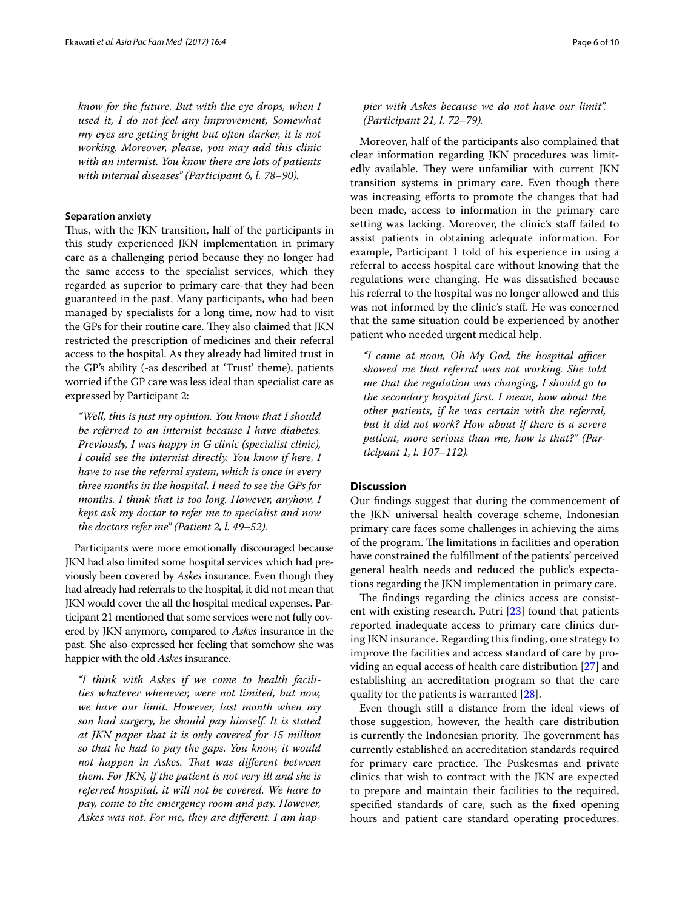*know for the future. But with the eye drops, when I used it, I do not feel any improvement, Somewhat my eyes are getting bright but often darker, it is not working. Moreover, please, you may add this clinic with an internist. You know there are lots of patients with internal diseases" (Participant 6, l. 78–90).*

### Separation anxiety

Thus, with the JKN transition, half of the participants in this study experienced JKN implementation in primary care as a challenging period because they no longer had the same access to the specialist services, which they regarded as superior to primary care-that they had been guaranteed in the past. Many participants, who had been managed by specialists for a long time, now had to visit the GPs for their routine care. They also claimed that JKN restricted the prescription of medicines and their referral access to the hospital. As they already had limited trust in the GP's ability (-as described at 'Trust' theme), patients worried if the GP care was less ideal than specialist care as expressed by Participant 2:

> *"Well, this is just my opinion. You know that I should be referred to an internist because I have diabetes. Previously, I was happy in G clinic (specialist clinic), I could see the internist directly. You know if here, I have to use the referral system, which is once in every three months in the hospital. I need to see the GPs for months. I think that is too long. However, anyhow, I kept ask my doctor to refer me to specialist and now the doctors refer me" (Patient 2, l. 49–52).*

Participants were more emotionally discouraged because JKN had also limited some hospital services which had previously been covered by *Askes* insurance. Even though they had already had referrals to the hospital, it did not mean that JKN would cover the all the hospital medical expenses. Participant 21 mentioned that some services were not fully covered by JKN anymore, compared to *Askes* insurance in the past. She also expressed her feeling that somehow she was happier with the old *Askes* insurance.

> *"I think with Askes if we come to health facilities whatever whenever, were not limited, but now, we have our limit. However, last month when my son had surgery, he should pay himself. It is stated at JKN paper that it is only covered for 15 million so that he had to pay the gaps. You know, it would not happen in Askes. That was different between them. For JKN, if the patient is not very ill and she is referred hospital, it will not be covered. We have to pay, come to the emergency room and pay. However, Askes was not. For me, they are different. I am happier with Askes because we do not have our limit". (Participant 21, l. 72–79).*

Moreover, half of the participants also complained that clear information regarding JKN procedures was limitedly available. They were unfamiliar with current JKN transition systems in primary care. Even though there was increasing efforts to promote the changes that had been made, access to information in the primary care setting was lacking. Moreover, the clinic's staff failed to assist patients in obtaining adequate information. For example, Participant 1 told of his experience in using a referral to access hospital care without knowing that the regulations were changing. He was dissatisfied because his referral to the hospital was no longer allowed and this was not informed by the clinic's staff. He was concerned that the same situation could be experienced by another patient who needed urgent medical help.

> *"I came at noon, Oh My God, the hospital officer showed me that referral was not working. She told me that the regulation was changing, I should go to the secondary hospital first. I mean, how about the other patients, if he was certain with the referral, but it did not work? How about if there is a severe patient, more serious than me, how is that?" (Participant 1, l. 107–112).*

## Discussion

Our findings suggest that during the commencement of the JKN universal health coverage scheme, Indonesian primary care faces some challenges in achieving the aims of the program. The limitations in facilities and operation have constrained the fulfillment of the patients' perceived general health needs and reduced the public's expectations regarding the JKN implementation in primary care.

The findings regarding the clinics access are consistent with existing research. Putri [23] found that patients reported inadequate access to primary care clinics during JKN insurance. Regarding this finding, one strategy to improve the facilities and access standard of care by providing an equal access of health care distribution [27] and establishing an accreditation program so that the care quality for the patients is warranted [28].

Even though still a distance from the ideal views of those suggestion, however, the health care distribution is currently the Indonesian priority. The government has currently established an accreditation standards required for primary care practice. The Puskesmas and private clinics that wish to contract with the JKN are expected to prepare and maintain their facilities to the required, specified standards of care, such as the fixed opening hours and patient care standard operating procedures.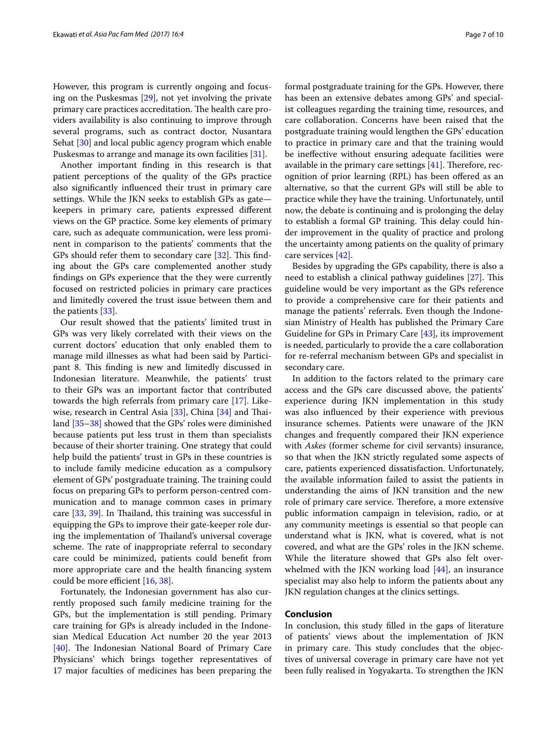However, this program is currently ongoing and focusing on the Puskesmas [29], not yet involving the private primary care practices accreditation. The health care providers availability is also continuing to improve through several programs, such as contract doctor, Nusantara Sehat [30] and local public agency program which enable Puskesmas to arrange and manage its own facilities [31].

Another important finding in this research is that patient perceptions of the quality of the GPs practice also significantly influenced their trust in primary care settings. While the JKN seeks to establish GPs as gate—keepers in primary care, patients expressed different views on the GP practice. Some key elements of primary care, such as adequate communication, were less prominent in comparison to the patients' comments that the GPs should refer them to secondary care [32]. This finding about the GPs care complemented another study findings on GPs experience that the they were currently focused on restricted policies in primary care practices and limitedly covered the trust issue between them and the patients [33].

Our result showed that the patients' limited trust in GPs was very likely correlated with their views on the current doctors' education that only enabled them to manage mild illnesses as what had been said by Participant 8. This finding is new and limitedly discussed in Indonesian literature. Meanwhile, the patients' trust to their GPs was an important factor that contributed towards the high referrals from primary care [17]. Likewise, research in Central Asia [33], China [34] and Thailand [35–38] showed that the GPs' roles were diminished because patients put less trust in them than specialists because of their shorter training. One strategy that could help build the patients' trust in GPs in these countries is to include family medicine education as a compulsory element of GPs' postgraduate training. The training could focus on preparing GPs to perform person-centred communication and to manage common cases in primary care [33, 39]. In Thailand, this training was successful in equipping the GPs to improve their gate-keeper role during the implementation of Thailand's universal coverage scheme. The rate of inappropriate referral to secondary care could be minimized, patients could benefit from more appropriate care and the health financing system could be more efficient [16, 38].

Fortunately, the Indonesian government has also currently proposed such family medicine training for the GPs, but the implementation is still pending. Primary care training for GPs is already included in the Indonesian Medical Education Act number 20 the year 2013 [40]. The Indonesian National Board of Primary Care Physicians' which brings together representatives of 17 major faculties of medicines has been preparing the formal postgraduate training for the GPs. However, there has been an extensive debates among GPs' and specialist colleagues regarding the training time, resources, and care collaboration. Concerns have been raised that the postgraduate training would lengthen the GPs' education to practice in primary care and that the training would be ineffective without ensuring adequate facilities were available in the primary care settings [41]. Therefore, recognition of prior learning (RPL) has been offered as an alternative, so that the current GPs will still be able to practice while they have the training. Unfortunately, until now, the debate is continuing and is prolonging the delay to establish a formal GP training. This delay could hinder improvement in the quality of practice and prolong the uncertainty among patients on the quality of primary care services [42].

Besides by upgrading the GPs capability, there is also a need to establish a clinical pathway guidelines [27]. This guideline would be very important as the GPs reference to provide a comprehensive care for their patients and manage the patients' referrals. Even though the Indonesian Ministry of Health has published the Primary Care Guideline for GPs in Primary Care [43], its improvement is needed, particularly to provide the a care collaboration for re-referral mechanism between GPs and specialist in secondary care.

In addition to the factors related to the primary care access and the GPs care discussed above, the patients' experience during JKN implementation in this study was also influenced by their experience with previous insurance schemes. Patients were unaware of the JKN changes and frequently compared their JKN experience with *Askes* (former scheme for civil servants) insurance, so that when the JKN strictly regulated some aspects of care, patients experienced dissatisfaction. Unfortunately, the available information failed to assist the patients in understanding the aims of JKN transition and the new role of primary care service. Therefore, a more extensive public information campaign in television, radio, or at any community meetings is essential so that people can understand what is JKN, what is covered, what is not covered, and what are the GPs' roles in the JKN scheme. While the literature showed that GPs also felt overwhelmed with the JKN working load [44], an insurance specialist may also help to inform the patients about any JKN regulation changes at the clinics settings.

## Conclusion

In conclusion, this study filled in the gaps of literature of patients' views about the implementation of JKN in primary care. This study concludes that the objectives of universal coverage in primary care have not yet been fully realised in Yogyakarta. To strengthen the JKN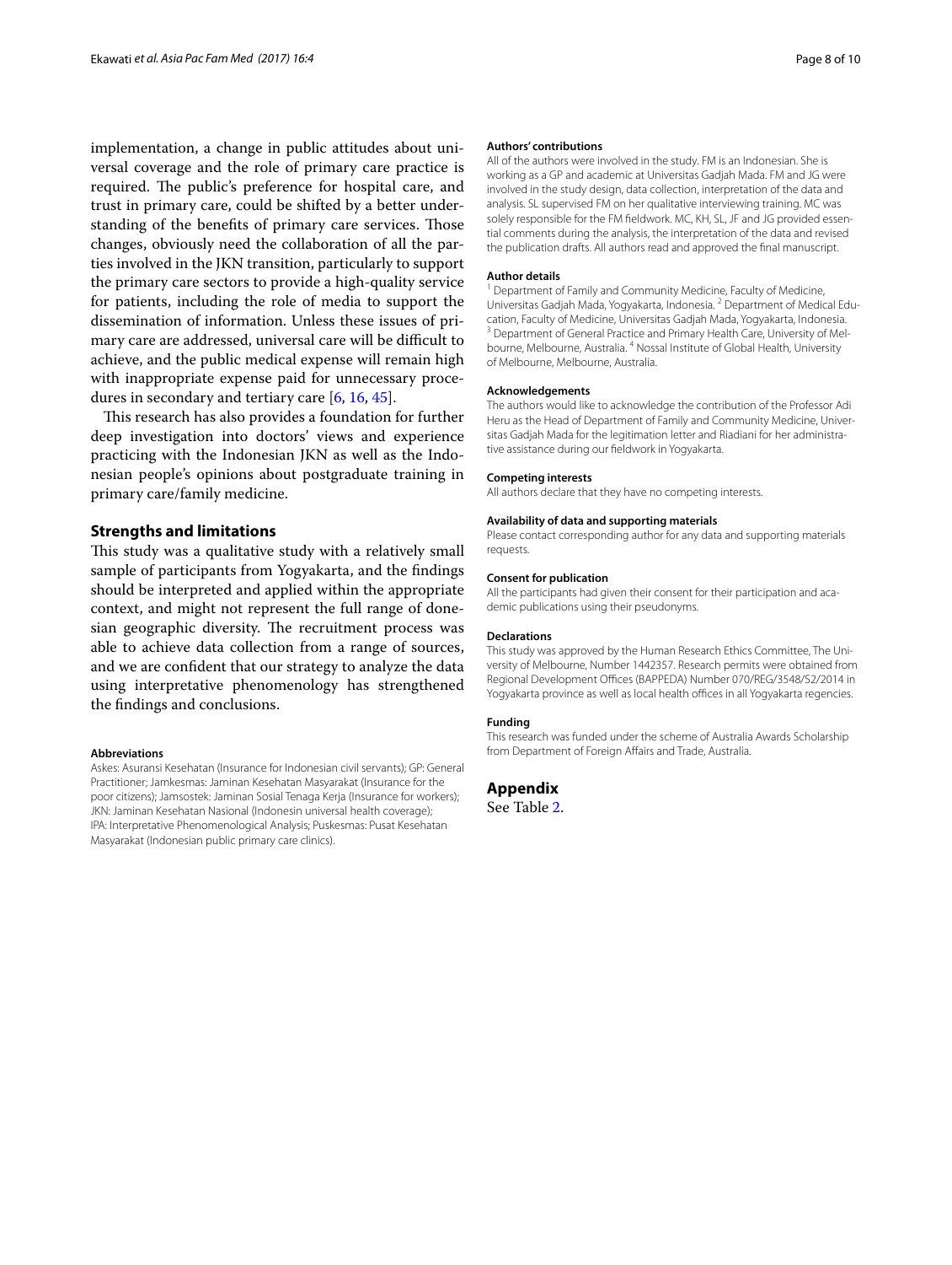implementation, a change in public attitudes about universal coverage and the role of primary care practice is required. The public's preference for hospital care, and trust in primary care, could be shifted by a better understanding of the benefits of primary care services. Those changes, obviously need the collaboration of all the parties involved in the JKN transition, particularly to support the primary care sectors to provide a high-quality service for patients, including the role of media to support the dissemination of information. Unless these issues of primary care are addressed, universal care will be difficult to achieve, and the public medical expense will remain high with inappropriate expense paid for unnecessary procedures in secondary and tertiary care [6, 16, 45].

This research has also provides a foundation for further deep investigation into doctors' views and experience practicing with the Indonesian JKN as well as the Indonesian people's opinions about postgraduate training in primary care/family medicine.

## Strengths and limitations

This study was a qualitative study with a relatively small sample of participants from Yogyakarta, and the findings should be interpreted and applied within the appropriate context, and might not represent the full range of donesian geographic diversity. The recruitment process was able to achieve data collection from a range of sources, and we are confident that our strategy to analyze the data using interpretative phenomenology has strengthened the findings and conclusions.

#### Abbreviations

Askes: Asuransi Kesehatan (Insurance for Indonesian civil servants); GP: General Practitioner; Jamkesmas: Jaminan Kesehatan Masyarakat (Insurance for the poor citizens); Jamsostek: Jaminan Sosial Tenaga Kerja (Insurance for workers); JKN: Jaminan Kesehatan Nasional (Indonesin universal health coverage); IPA: Interpretative Phenomenological Analysis; Puskesmas: Pusat Kesehatan Masyarakat (Indonesian public primary care clinics).

#### Authors' contributions

All of the authors were involved in the study. FM is an Indonesian. She is working as a GP and academic at Universitas Gadjah Mada. FM and JG were involved in the study design, data collection, interpretation of the data and analysis. SL supervised FM on her qualitative interviewing training. MC was solely responsible for the FM fieldwork. MC, KH, SL, JF and JG provided essential comments during the analysis, the interpretation of the data and revised the publication drafts. All authors read and approved the final manuscript.

#### Author details

[1] Department of Family and Community Medicine, Faculty of Medicine, Universitas Gadjah Mada, Yogyakarta, Indonesia. [2] Department of Medical Education, Faculty of Medicine, Universitas Gadjah Mada, Yogyakarta, Indonesia. [3] Department of General Practice and Primary Health Care, University of Melbourne, Melbourne, Australia. [4] Nossal Institute of Global Health, University of Melbourne, Melbourne, Australia.

#### Acknowledgements

The authors would like to acknowledge the contribution of the Professor Adi Heru as the Head of Department of Family and Community Medicine, Universitas Gadjah Mada for the legitimation letter and Riadiani for her administrative assistance during our fieldwork in Yogyakarta.

#### Competing interests

All authors declare that they have no competing interests.

#### Availability of data and supporting materials

Please contact corresponding author for any data and supporting materials requests.

#### Consent for publication

All the participants had given their consent for their participation and academic publications using their pseudonyms.

#### Declarations

This study was approved by the Human Research Ethics Committee, The University of Melbourne, Number 1442357. Research permits were obtained from Regional Development Offices (BAPPEDA) Number 070/REG/3548/S2/2014 in Yogyakarta province as well as local health offices in all Yogyakarta regencies.

#### Funding

This research was funded under the scheme of Australia Awards Scholarship from Department of Foreign Affairs and Trade, Australia.

## Appendix

See Table 2.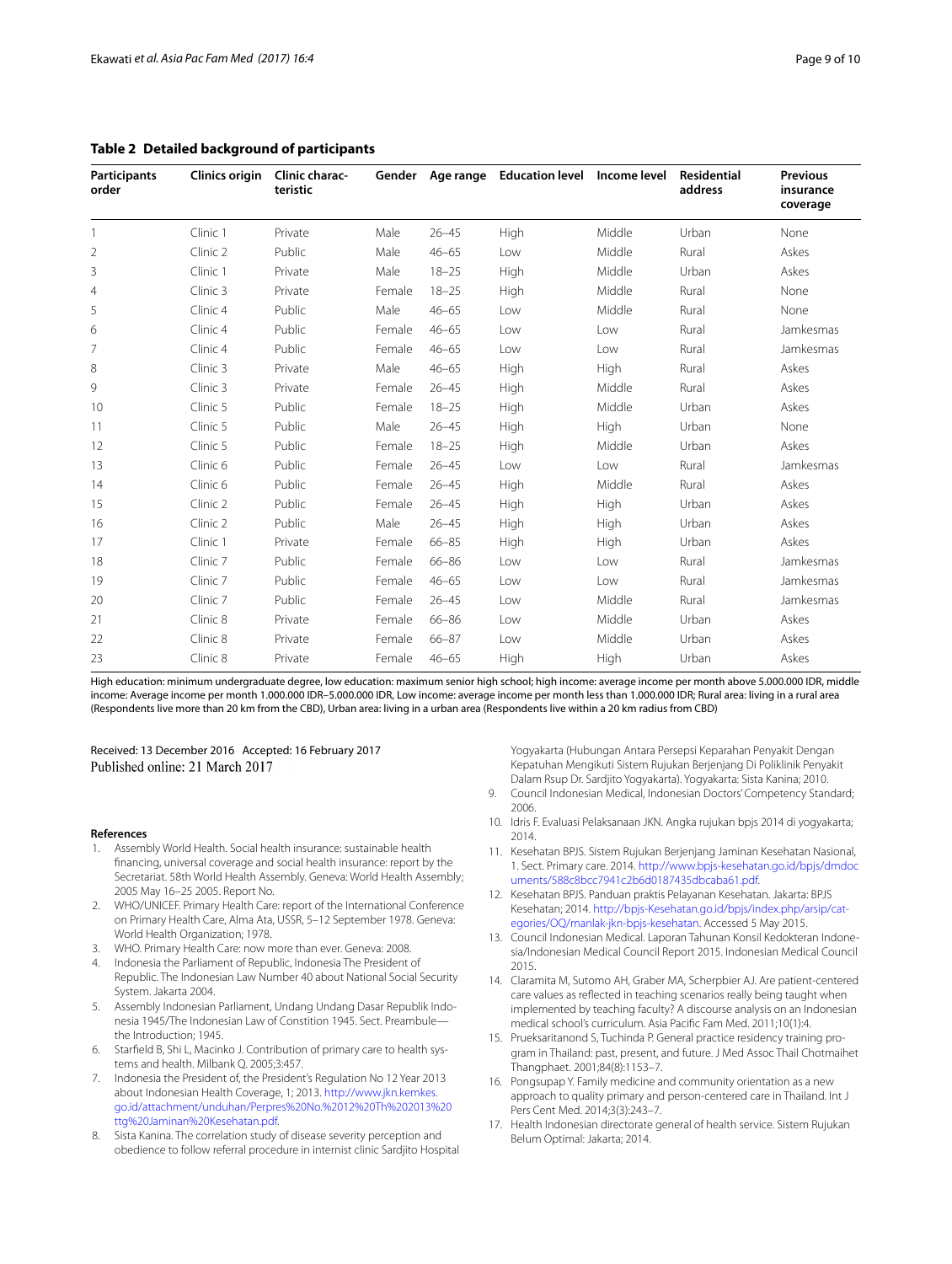**Table 2 Detailed background of participants**

| Participants order | Clinics origin | Clinic characteristic | Gender | Age range | Education level | Income level | Residential address | Previous insurance coverage |
|---|---|---|---|---|---|---|---|---|
| 1 | Clinic 1 | Private | Male | 26–45 | High | Middle | Urban | None |
| 2 | Clinic 2 | Public | Male | 46–65 | Low | Middle | Rural | Askes |
| 3 | Clinic 1 | Private | Male | 18–25 | High | Middle | Urban | Askes |
| 4 | Clinic 3 | Private | Female | 18–25 | High | Middle | Rural | None |
| 5 | Clinic 4 | Public | Male | 46–65 | Low | Middle | Rural | None |
| 6 | Clinic 4 | Public | Female | 46–65 | Low | Low | Rural | Jamkesmas |
| 7 | Clinic 4 | Public | Female | 46–65 | Low | Low | Rural | Jamkesmas |
| 8 | Clinic 3 | Private | Male | 46–65 | High | High | Rural | Askes |
| 9 | Clinic 3 | Private | Female | 26–45 | High | Middle | Rural | Askes |
| 10 | Clinic 5 | Public | Female | 18–25 | High | Middle | Urban | Askes |
| 11 | Clinic 5 | Public | Male | 26–45 | High | High | Urban | None |
| 12 | Clinic 5 | Public | Female | 18–25 | High | Middle | Urban | Askes |
| 13 | Clinic 6 | Public | Female | 26–45 | Low | Low | Rural | Jamkesmas |
| 14 | Clinic 6 | Public | Female | 26–45 | High | Middle | Rural | Askes |
| 15 | Clinic 2 | Public | Female | 26–45 | High | High | Urban | Askes |
| 16 | Clinic 2 | Public | Male | 26–45 | High | High | Urban | Askes |
| 17 | Clinic 1 | Private | Female | 66–85 | High | High | Urban | Askes |
| 18 | Clinic 7 | Public | Female | 66–86 | Low | Low | Rural | Jamkesmas |
| 19 | Clinic 7 | Public | Female | 46–65 | Low | Low | Rural | Jamkesmas |
| 20 | Clinic 7 | Public | Female | 26–45 | Low | Middle | Rural | Jamkesmas |
| 21 | Clinic 8 | Private | Female | 66–86 | Low | Middle | Urban | Askes |
| 22 | Clinic 8 | Private | Female | 66–87 | Low | Middle | Urban | Askes |
| 23 | Clinic 8 | Private | Female | 46–65 | High | High | Urban | Askes |

High education: minimum undergraduate degree, low education: maximum senior high school; high income: average income per month above 5.000.000 IDR, middle income: Average income per month 1.000.000 IDR–5.000.000 IDR, Low income: average income per month less than 1.000.000 IDR; Rural area: living in a rural area (Respondents live more than 20 km from the CBD), Urban area: living in a urban area (Respondents live within a 20 km radius from CBD)

Received: 13 December 2016 Accepted: 16 February 2017
Published online: 21 March 2017

## References

1. Assembly World Health. Social health insurance: sustainable health financing, universal coverage and social health insurance: report by the Secretariat. 58th World Health Assembly. Geneva: World Health Assembly; 2005 May 16–25 2005. Report No.
2. WHO/UNICEF. Primary Health Care: report of the International Conference on Primary Health Care, Alma Ata, USSR, 5–12 September 1978. Geneva: World Health Organization; 1978.
3. WHO. Primary Health Care: now more than ever. Geneva: 2008.
4. Indonesia the Parliament of Republic, Indonesia The President of Republic. The Indonesian Law Number 40 about National Social Security System. Jakarta 2004.
5. Assembly Indonesian Parliament, Undang Undang Dasar Republik Indonesia 1945/The Indonesian Law of Constition 1945. Sect. Preamble—the Introduction; 1945.
6. Starfield B, Shi L, Macinko J. Contribution of primary care to health systems and health. Milbank Q. 2005;3:457.
7. Indonesia the President of, the President's Regulation No 12 Year 2013 about Indonesian Health Coverage, 1; 2013. http://www.jkn.kemkes.go.id/attachment/unduhan/Perpres%20No.%2012%20Th%202013%20ttg%20Jaminan%20Kesehatan.pdf.
8. Sista Kanina. The correlation study of disease severity perception and obedience to follow referral procedure in internist clinic Sardjito Hospital Yogyakarta (Hubungan Antara Persepsi Keparahan Penyakit Dengan Kepatuhan Mengikuti Sistem Rujukan Berjenjang Di Poliklinik Penyakit Dalam Rsup Dr. Sardjito Yogyakarta). Yogyakarta: Sista Kanina; 2010.
9. Council Indonesian Medical, Indonesian Doctors' Competency Standard; 2006.
10. Idris F. Evaluasi Pelaksanaan JKN. Angka rujukan bpjs 2014 di yogyakarta; 2014.
11. Kesehatan BPJS. Sistem Rujukan Berjenjang Jaminan Kesehatan Nasional, 1. Sect. Primary care. 2014. http://www.bpjs-kesehatan.go.id/bpjs/dmdocuments/588c8bcc7941c2b6d0187435dbcaba61.pdf.
12. Kesehatan BPJS. Panduan praktis Pelayanan Kesehatan. Jakarta: BPJS Kesehatan; 2014. http://bpjs-Kesehatan.go.id/bpjs/index.php/arsip/categories/OQ/manlak-jkn-bpjs-kesehatan. Accessed 5 May 2015.
13. Council Indonesian Medical. Laporan Tahunan Konsil Kedokteran Indonesia/Indonesian Medical Council Report 2015. Indonesian Medical Council 2015.
14. Claramita M, Sutomo AH, Graber MA, Scherpbier AJ. Are patient-centered care values as reflected in teaching scenarios really being taught when implemented by teaching faculty? A discourse analysis on an Indonesian medical school's curriculum. Asia Pacific Fam Med. 2011;10(1):4.
15. Prueksaritanond S, Tuchinda P. General practice residency training program in Thailand: past, present, and future. J Med Assoc Thail Chotmaihet Thangphaet. 2001;84(8):1153–7.
16. Pongsupap Y. Family medicine and community orientation as a new approach to quality primary and person-centered care in Thailand. Int J Pers Cent Med. 2014;3(3):243–7.
17. Health Indonesian directorate general of health service. Sistem Rujukan Belum Optimal: Jakarta; 2014.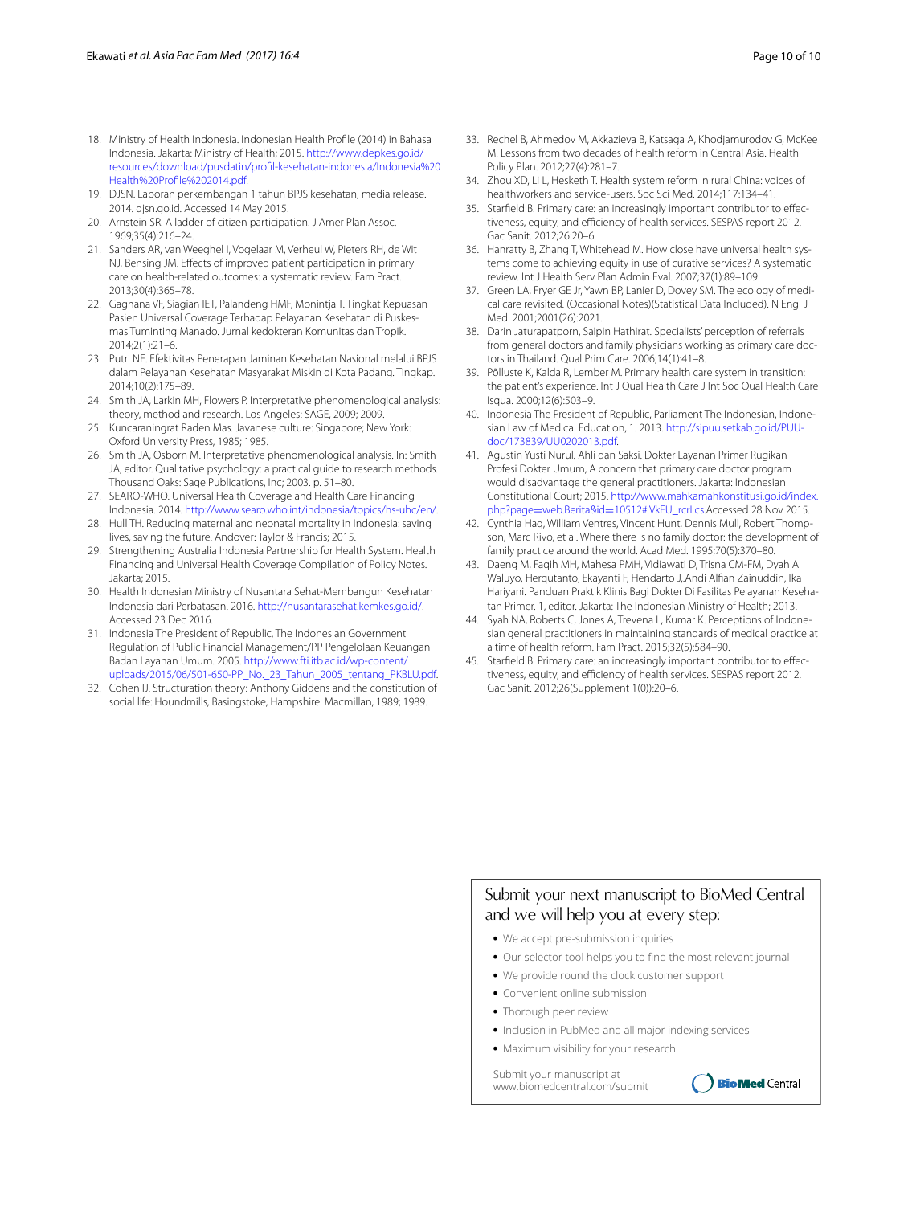18. Ministry of Health Indonesia. Indonesian Health Profile (2014) in Bahasa Indonesia. Jakarta: Ministry of Health; 2015. http://www.depkes.go.id/resources/download/pusdatin/profil-kesehatan-indonesia/Indonesia%20Health%20Profile%202014.pdf.
19. DJSN. Laporan perkembangan 1 tahun BPJS kesehatan, media release. 2014. djsn.go.id. Accessed 14 May 2015.
20. Arnstein SR. A ladder of citizen participation. J Amer Plan Assoc. 1969;35(4):216–24.
21. Sanders AR, van Weeghel I, Vogelaar M, Verheul W, Pieters RH, de Wit NJ, Bensing JM. Effects of improved patient participation in primary care on health-related outcomes: a systematic review. Fam Pract. 2013;30(4):365–78.
22. Gaghana VF, Siagian IET, Palandeng HMF, Monintja T. Tingkat Kepuasan Pasien Universal Coverage Terhadap Pelayanan Kesehatan di Puskesmas Tuminting Manado. Jurnal kedokteran Komunitas dan Tropik. 2014;2(1):21–6.
23. Putri NE. Efektivitas Penerapan Jaminan Kesehatan Nasional melalui BPJS dalam Pelayanan Kesehatan Masyarakat Miskin di Kota Padang. Tingkap. 2014;10(2):175–89.
24. Smith JA, Larkin MH, Flowers P. Interpretative phenomenological analysis: theory, method and research. Los Angeles: SAGE, 2009; 2009.
25. Kuncaraningrat Raden Mas. Javanese culture: Singapore; New York: Oxford University Press, 1985; 1985.
26. Smith JA, Osborn M. Interpretative phenomenological analysis. In: Smith JA, editor. Qualitative psychology: a practical guide to research methods. Thousand Oaks: Sage Publications, Inc; 2003. p. 51–80.
27. SEARO-WHO. Universal Health Coverage and Health Care Financing Indonesia. 2014. http://www.searo.who.int/indonesia/topics/hs-uhc/en/.
28. Hull TH. Reducing maternal and neonatal mortality in Indonesia: saving lives, saving the future. Andover: Taylor & Francis; 2015.
29. Strengthening Australia Indonesia Partnership for Health System. Health Financing and Universal Health Coverage Compilation of Policy Notes. Jakarta; 2015.
30. Health Indonesian Ministry of Nusantara Sehat-Membangun Kesehatan Indonesia dari Perbatasan. 2016. http://nusantarasehat.kemkes.go.id/. Accessed 23 Dec 2016.
31. Indonesia The President of Republic, The Indonesian Government Regulation of Public Financial Management/PP Pengelolaan Keuangan Badan Layanan Umum. 2005. http://www.fti.itb.ac.id/wp-content/uploads/2015/06/501-650-PP_No._23_Tahun_2005_tentang_PKBLU.pdf.
32. Cohen IJ. Structuration theory: Anthony Giddens and the constitution of social life: Houndmills, Basingstoke, Hampshire: Macmillan, 1989; 1989.
33. Rechel B, Ahmedov M, Akkazieva B, Katsaga A, Khodjamurodov G, McKee M. Lessons from two decades of health reform in Central Asia. Health Policy Plan. 2012;27(4):281–7.
34. Zhou XD, Li L, Hesketh T. Health system reform in rural China: voices of healthworkers and service-users. Soc Sci Med. 2014;117:134–41.
35. Starfield B. Primary care: an increasingly important contributor to effectiveness, equity, and efficiency of health services. SESPAS report 2012. Gac Sanit. 2012;26:20–6.
36. Hanratty B, Zhang T, Whitehead M. How close have universal health systems come to achieving equity in use of curative services? A systematic review. Int J Health Serv Plan Admin Eval. 2007;37(1):89–109.
37. Green LA, Fryer GE Jr, Yawn BP, Lanier D, Dovey SM. The ecology of medical care revisited. (Occasional Notes)(Statistical Data Included). N Engl J Med. 2001;2001(26):2021.
38. Darin Jaturapatporn, Saipin Hathirat. Specialists' perception of referrals from general doctors and family physicians working as primary care doctors in Thailand. Qual Prim Care. 2006;14(1):41–8.
39. Põlluste K, Kalda R, Lember M. Primary health care system in transition: the patient's experience. Int J Qual Health Care J Int Soc Qual Health Care Isqua. 2000;12(6):503–9.
40. Indonesia The President of Republic, Parliament The Indonesian, Indonesian Law of Medical Education, 1. 2013. http://sipuu.setkab.go.id/PUU-doc/173839/UU0202013.pdf.
41. Agustin Yusti Nurul. Ahli dan Saksi. Dokter Layanan Primer Rugikan Profesi Dokter Umum, A concern that primary care doctor program would disadvantage the general practitioners. Jakarta: Indonesian Constitutional Court; 2015. http://www.mahkamahkonstitusi.go.id/index.php?page=web.Berita&id=10512#.VkFU_rcrLcs.Accessed 28 Nov 2015.
42. Cynthia Haq, William Ventres, Vincent Hunt, Dennis Mull, Robert Thompson, Marc Rivo, et al. Where there is no family doctor: the development of family practice around the world. Acad Med. 1995;70(5):370–80.
43. Daeng M, Faqih MH, Mahesa PMH, Vidiawati D, Trisna CM-FM, Dyah A Waluyo, Herqutanto, Ekayanti F, Hendarto J,.Andi Alfian Zainuddin, Ika Hariyani. Panduan Praktik Klinis Bagi Dokter Di Fasilitas Pelayanan Kesehatan Primer. 1, editor. Jakarta: The Indonesian Ministry of Health; 2013.
44. Syah NA, Roberts C, Jones A, Trevena L, Kumar K. Perceptions of Indonesian general practitioners in maintaining standards of medical practice at a time of health reform. Fam Pract. 2015;32(5):584–90.
45. Starfield B. Primary care: an increasingly important contributor to effectiveness, equity, and efficiency of health services. SESPAS report 2012. Gac Sanit. 2012;26(Supplement 1(0)):20–6.

Submit your next manuscript to BioMed Central and we will help you at every step:

- We accept pre-submission inquiries
- Our selector tool helps you to find the most relevant journal
- We provide round the clock customer support
- Convenient online submission
- Thorough peer review
- Inclusion in PubMed and all major indexing services
- Maximum visibility for your research

Submit your manuscript at www.biomedcentral.com/submit

BioMed Central